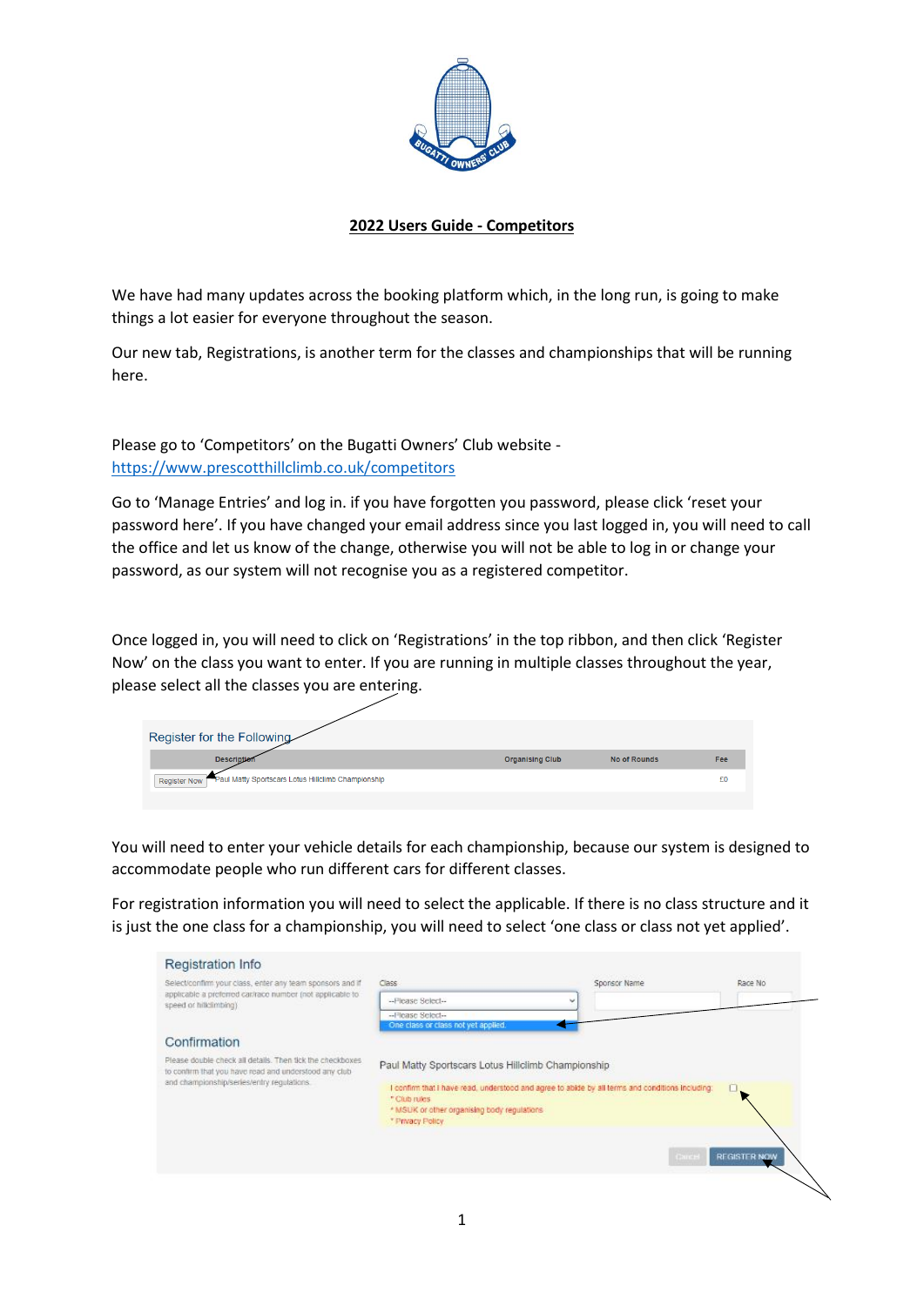## 2022 Users Guide - Competitors

We have had many updates across the booking platform which, in the long run, is going to make things a lot easier for everyone throughout the season.

Our new tab, Registrations, is another term for the classes and championships that will be running here.

Please go to 'Competitors' on the Bugatti Owners' Club website - https://www.prescotthillclimb.co.uk/competitors

Go to 'Manage Entries' and log in. if you have forgotten you password, please click 'reset your password here'. If you have changed your email address since you last logged in, you will need to call the office and let us know of the change, otherwise you will not be able to log in or change your password, as our system will not recognise you as a registered competitor.

Once logged in, you will need to click on 'Registrations' in the top ribbon, and then click 'Register Now' on the class you want to enter. If you are running in multiple classes throughout the year, please select all the classes you are entering.

Register for the Following

| | Description | Organising Club | No of Rounds | Fee |
|---|---|---|---|---|
| Register Now | Paul Matty Sportscars Lotus Hillclimb Championship | | | £0 |

You will need to enter your vehicle details for each championship, because our system is designed to accommodate people who run different cars for different classes.

For registration information you will need to select the applicable. If there is no class structure and it is just the one class for a championship, you will need to select 'one class or class not yet applied'.

**Registration Info**

Select/confirm your class, enter any team sponsors and if applicable a preferred car/race number (not applicable to speed or hillclimbing)

Class: --Please Select-- / --Please Select-- / One class or class not yet applied

Sponsor Name

Race No

**Confirmation**

Please double check all details. Then tick the checkboxes to confirm that you have read and understood any club and championship/series/entry regulations.

Paul Matty Sportscars Lotus Hillclimb Championship

I confirm that I have read, understood and agree to abide by all terms and conditions including:
- Club rules
- MSUK or other organising body regulations
- Privacy Policy

Cancel | REGISTER NOW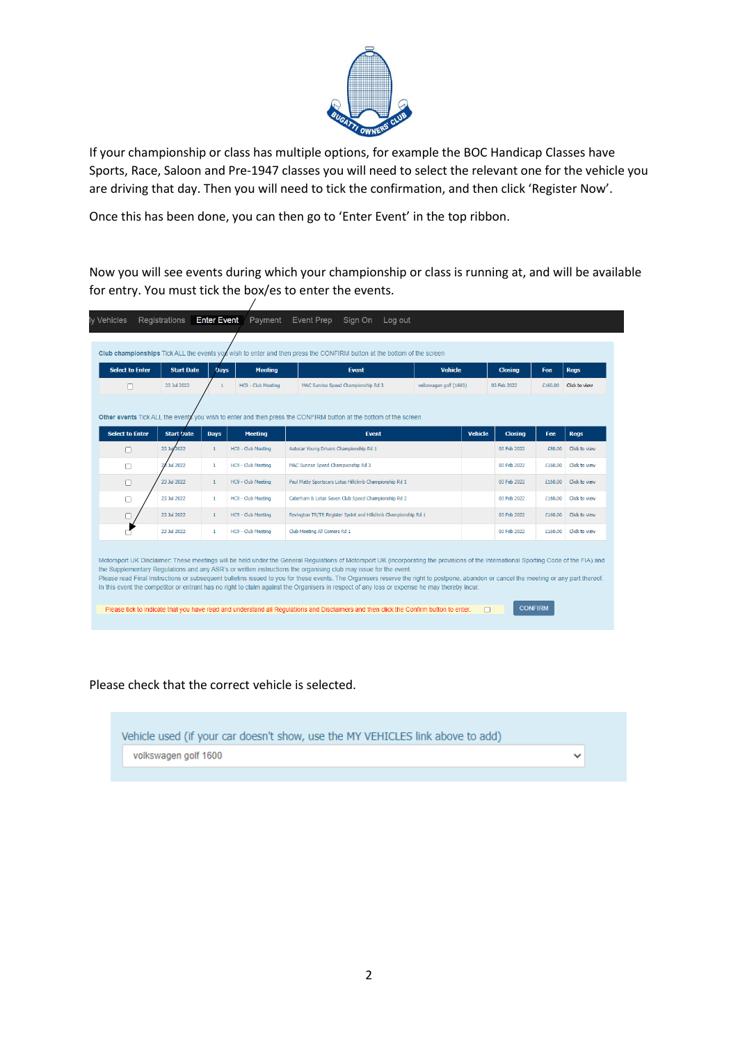If your championship or class has multiple options, for example the BOC Handicap Classes have Sports, Race, Saloon and Pre-1947 classes you will need to select the relevant one for the vehicle you are driving that day. Then you will need to tick the confirmation, and then click 'Register Now'.

Once this has been done, you can then go to 'Enter Event' in the top ribbon.

Now you will see events during which your championship or class is running at, and will be available for entry. You must tick the box/es to enter the events.

y Vehicles   Registrations   Enter Event   Payment   Event Prep   Sign On   Log out

**Club championships** Tick ALL the events you wish to enter and then press the CONFIRM button at the bottom of the screen

| Select to Enter | Start Date | Days | Meeting | Event | Vehicle | Closing | Fee | Regs |
|---|---|---|---|---|---|---|---|---|
| ☐ | 23 Jul 2022 | 1 | HC9 - Club Meeting | MAC Sunrise Speed Championship Rd 3 | volkswagen golf (1600) | 03 Feb 2022 | £160.00 | Click to view |

**Other events** Tick ALL the events you wish to enter and then press the CONFIRM button at the bottom of the screen

| Select to Enter | Start Date | Days | Meeting | Event | Vehicle | Closing | Fee | Regs |
|---|---|---|---|---|---|---|---|---|
| ☐ | 23 Jul 2022 | 1 | HC9 - Club Meeting | Autocar Young Drivers Championship Rd 1 | | 03 Feb 2022 | £80.00 | Click to view |
| ☐ | 23 Jul 2022 | 1 | HC9 - Club Meeting | MAC Sunrise Speed Championship Rd 3 | | 03 Feb 2022 | £160.00 | Click to view |
| ☐ | 23 Jul 2022 | 1 | HC9 - Club Meeting | Paul Matty Sportscars Lotus Hillclimb Championship Rd 1 | | 03 Feb 2022 | £160.00 | Click to view |
| ☐ | 23 Jul 2022 | 1 | HC9 - Club Meeting | Caterham & Lotus Seven Club Speed Championship Rd 2 | | 03 Feb 2022 | £160.00 | Click to view |
| ☐ | 23 Jul 2022 | 1 | HC9 - Club Meeting | Revington TR/TR Register Sprint and Hillclimb Championship Rd 1 | | 03 Feb 2022 | £160.00 | Click to view |
| ☐ | 23 Jul 2022 | 1 | HC9 - Club Meeting | Club Meeting All Comers Rd 1 | | 03 Feb 2022 | £160.00 | Click to view |

Motorsport UK Disclaimer: These meetings will be held under the General Regulations of Motorsport UK (incorporating the provisions of the International Sporting Code of the FIA) and the Supplementary Regulations and any ASR's or written instructions the organising club may issue for the event.
Please read Final Instructions or subsequent bulletins issued to you for these events. The Organisers reserve the right to postpone, abandon or cancel the meeting or any part thereof.
In this event the competitor or entrant has no right to claim against the Organisers in respect of any loss or expense he may thereby incur.

Please tick to indicate that you have read and understand all Regulations and Disclaimers and then click the Confirm button to enter. ☐ CONFIRM

Please check that the correct vehicle is selected.

Vehicle used (if your car doesn't show, use the MY VEHICLES link above to add)

volkswagen golf 1600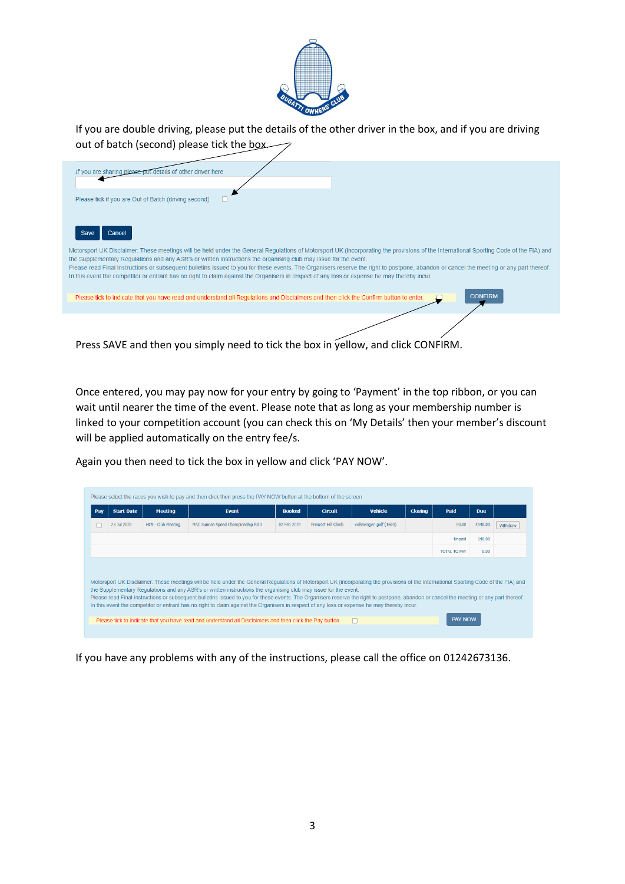If you are double driving, please put the details of the other driver in the box, and if you are driving out of batch (second) please tick the box.

If you are sharing please put details of other driver here

Please tick if you are Out of Batch (driving second)

Save Cancel

Motorsport UK Disclaimer: These meetings will be held under the General Regulations of Motorsport UK (incorporating the provisions of the International Sporting Code of the FIA) and the Supplementary Regulations and any ASR's or written instructions the organising club may issue for the event.
Please read Final Instructions or subsequent bulletins issued to you for these events. The Organisers reserve the right to postpone, abandon or cancel the meeting or any part thereof. In this event the competitor or entrant has no right to claim against the Organisers in respect of any loss or expense he may thereby incur.

Please tick to indicate that you have read and understand all Regulations and Disclaimers and then click the Confirm button to enter. CONFIRM

Press SAVE and then you simply need to tick the box in yellow, and click CONFIRM.

Once entered, you may pay now for your entry by going to 'Payment' in the top ribbon, or you can wait until nearer the time of the event. Please note that as long as your membership number is linked to your competition account (you can check this on 'My Details' then your member's discount will be applied automatically on the entry fee/s.

Again you then need to tick the box in yellow and click 'PAY NOW'.

Please select the races you wish to pay and then click then press the PAY NOW button at the bottom of the screen

| Pay | Start Date | Meeting | Event | Booked | Circuit | Vehicle | Closing | Paid | Due | |
|---|---|---|---|---|---|---|---|---|---|---|
| ☐ | 23 Jul 2022 | HC9 - Club Meeting | MAC Sunrise Speed Championship Rd 3 | 02 Feb 2022 | Prescott Hill Climb | volkswagen golf (1600) | | £0.00 | £140.00 | Withdraw |
| | | | | | | | | Unpaid | 140.00 | |
| | | | | | | | | TOTAL TO PAY | 0.00 | |

Motorsport UK Disclaimer: These meetings will be held under the General Regulations of Motorsport UK (incorporating the provisions of the International Sporting Code of the FIA) and the Supplementary Regulations and any ASR's or written instructions the organising club may issue for the event.
Please read Final Instructions or subsequent bulletins issued to you for these events. The Organisers reserve the right to postpone, abandon or cancel the meeting or any part thereof. In this event the competitor or entrant has no right to claim against the Organisers in respect of any loss or expense he may thereby incur.

Please tick to indicate that you have read and understand all Disclaimers and then click the Pay button. PAY NOW

If you have any problems with any of the instructions, please call the office on 01242673136.